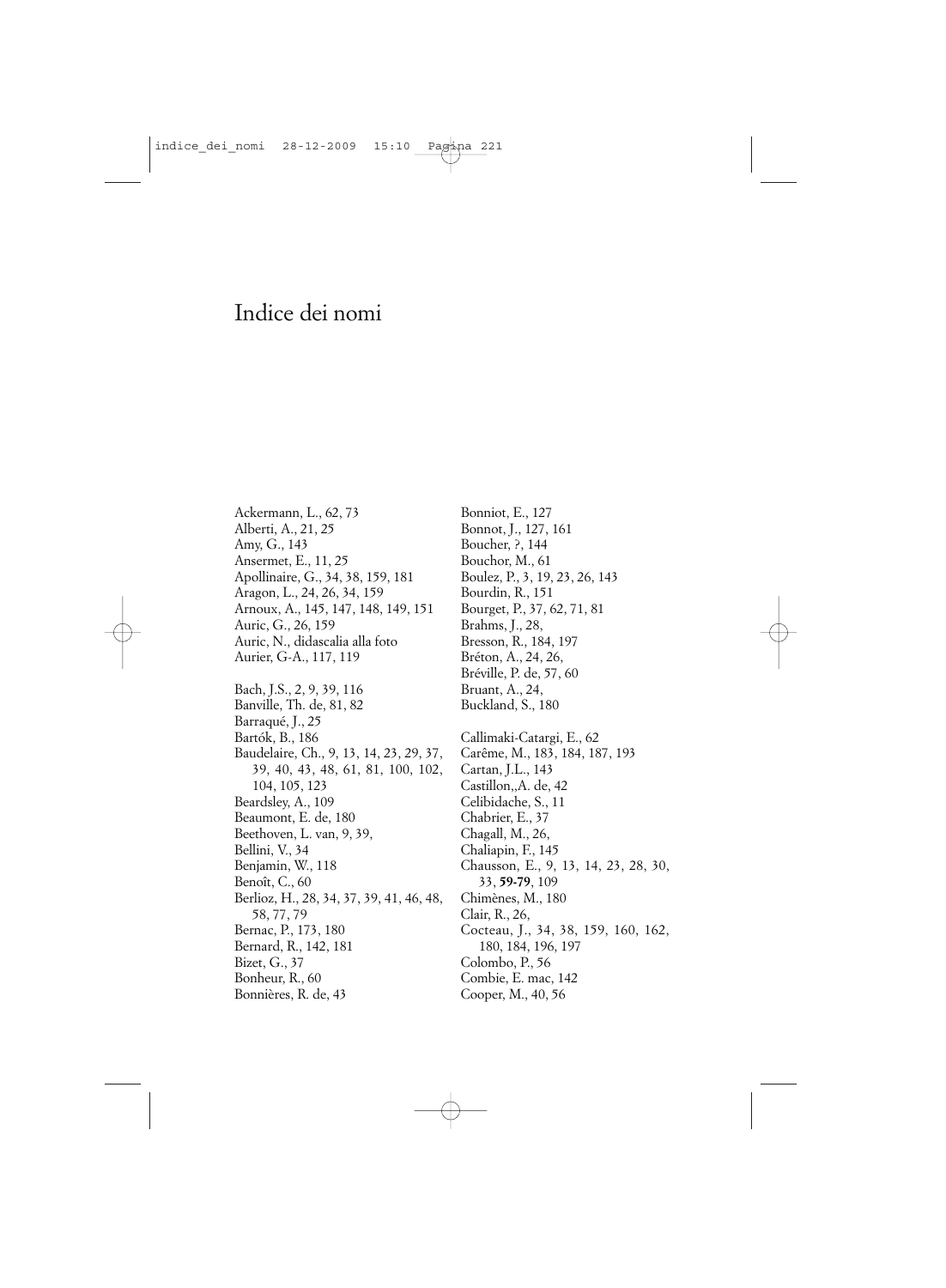# Indice dei nomi

Ackermann, L., 62, 73
Alberti, A., 21, 25
Amy, G., 143
Ansermet, E., 11, 25
Apollinaire, G., 34, 38, 159, 181
Aragon, L., 24, 26, 34, 159
Arnoux, A., 145, 147, 148, 149, 151
Auric, G., 26, 159
Auric, N., didascalia alla foto
Aurier, G-A., 117, 119

Bach, J.S., 2, 9, 39, 116
Banville, Th. de, 81, 82
Barraqué, J., 25
Bartók, B., 186
Baudelaire, Ch., 9, 13, 14, 23, 29, 37, 39, 40, 43, 48, 61, 81, 100, 102, 104, 105, 123
Beardsley, A., 109
Beaumont, E. de, 180
Beethoven, L. van, 9, 39,
Bellini, V., 34
Benjamin, W., 118
Benoît, C., 60
Berlioz, H., 28, 34, 37, 39, 41, 46, 48, 58, 77, 79
Bernac, P., 173, 180
Bernard, R., 142, 181
Bizet, G., 37
Bonheur, R., 60
Bonnières, R. de, 43
Bonniot, E., 127
Bonnot, J., 127, 161
Boucher, ?, 144
Bouchor, M., 61
Boulez, P., 3, 19, 23, 26, 143
Bourdin, R., 151
Bourget, P., 37, 62, 71, 81
Brahms, J., 28,
Bresson, R., 184, 197
Bréton, A., 24, 26,
Bréville, P. de, 57, 60
Bruant, A., 24,
Buckland, S., 180

Callimaki-Catargi, E., 62
Carême, M., 183, 184, 187, 193
Cartan, J.L., 143
Castillon,,A. de, 42
Celibidache, S., 11
Chabrier, E., 37
Chagall, M., 26,
Chaliapin, F., 145
Chausson, E., 9, 13, 14, 23, 28, 30, 33, **59-79**, 109
Chimènes, M., 180
Clair, R., 26,
Cocteau, J., 34, 38, 159, 160, 162, 180, 184, 196, 197
Colombo, P., 56
Combie, E. mac, 142
Cooper, M., 40, 56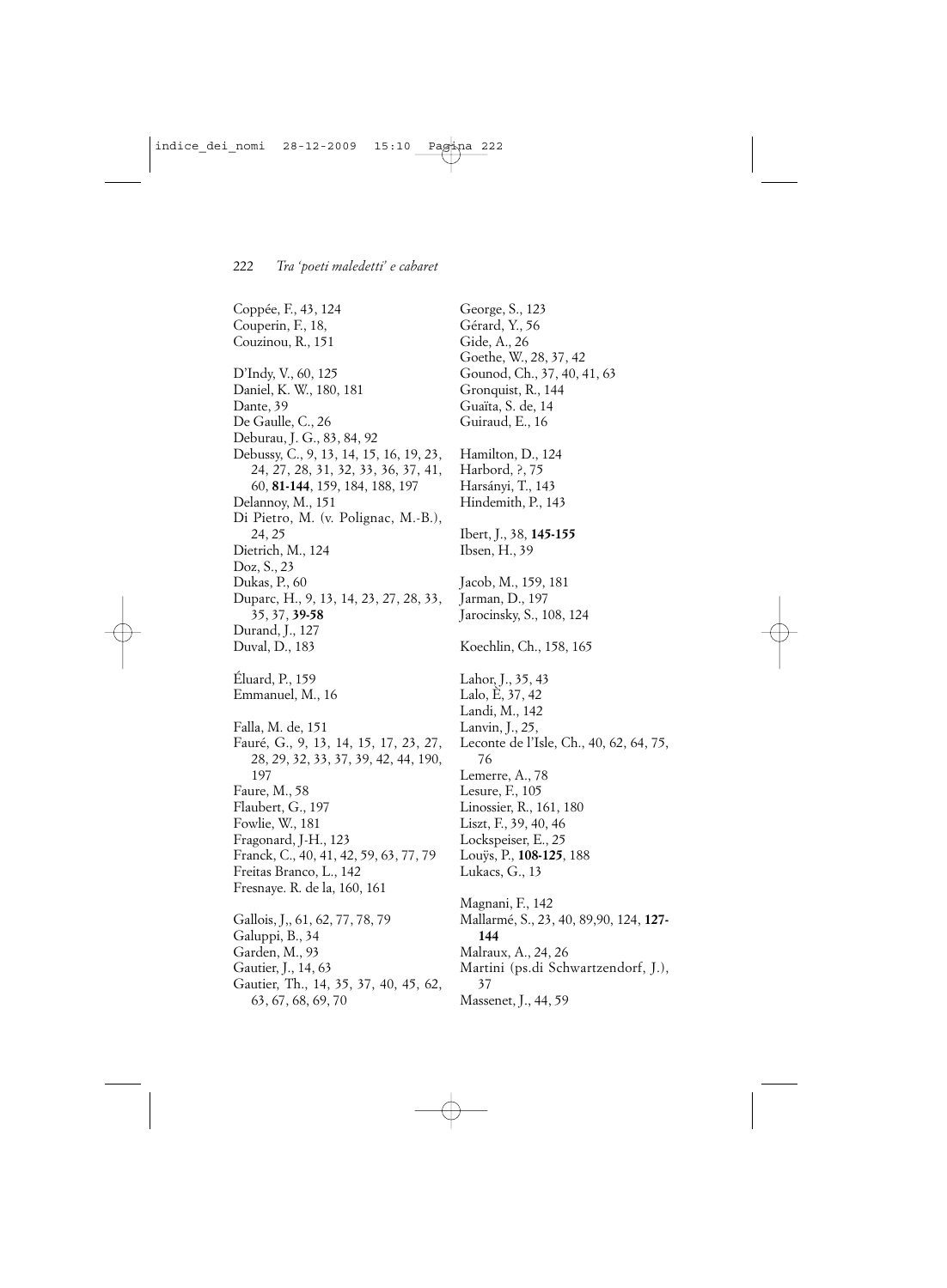Coppée, F., 43, 124
Couperin, F., 18,
Couzinou, R., 151

D'Indy, V., 60, 125
Daniel, K. W., 180, 181
Dante, 39
De Gaulle, C., 26
Deburau, J. G., 83, 84, 92
Debussy, C., 9, 13, 14, 15, 16, 19, 23, 24, 27, 28, 31, 32, 33, 36, 37, 41, 60, **81-144**, 159, 184, 188, 197
Delannoy, M., 151
Di Pietro, M. (v. Polignac, M.-B.), 24, 25
Dietrich, M., 124
Doz, S., 23
Dukas, P., 60
Duparc, H., 9, 13, 14, 23, 27, 28, 33, 35, 37, **39-58**
Durand, J., 127
Duval, D., 183

Éluard, P., 159
Emmanuel, M., 16

Falla, M. de, 151
Fauré, G., 9, 13, 14, 15, 17, 23, 27, 28, 29, 32, 33, 37, 39, 42, 44, 190, 197
Faure, M., 58
Flaubert, G., 197
Fowlie, W., 181
Fragonard, J-H., 123
Franck, C., 40, 41, 42, 59, 63, 77, 79
Freitas Branco, L., 142
Fresnaye. R. de la, 160, 161

Gallois, J,, 61, 62, 77, 78, 79
Galuppi, B., 34
Garden, M., 93
Gautier, J., 14, 63
Gautier, Th., 14, 35, 37, 40, 45, 62, 63, 67, 68, 69, 70

George, S., 123
Gérard, Y., 56
Gide, A., 26
Goethe, W., 28, 37, 42
Gounod, Ch., 37, 40, 41, 63
Gronquist, R., 144
Guaïta, S. de, 14
Guiraud, E., 16

Hamilton, D., 124
Harbord, ?, 75
Harsányi, T., 143
Hindemith, P., 143

Ibert, J., 38, **145-155**
Ibsen, H., 39

Jacob, M., 159, 181
Jarman, D., 197
Jarocinsky, S., 108, 124

Koechlin, Ch., 158, 165

Lahor, J., 35, 43
Lalo, È, 37, 42
Landi, M., 142
Lanvin, J., 25,
Leconte de l'Isle, Ch., 40, 62, 64, 75, 76
Lemerre, A., 78
Lesure, F., 105
Linossier, R., 161, 180
Liszt, F., 39, 40, 46
Lockspeiser, E., 25
Louÿs, P., **108-125**, 188
Lukacs, G., 13

Magnani, F., 142
Mallarmé, S., 23, 40, 89,90, 124, **127-144**
Malraux, A., 24, 26
Martini (ps.di Schwartzendorf, J.), 37
Massenet, J., 44, 59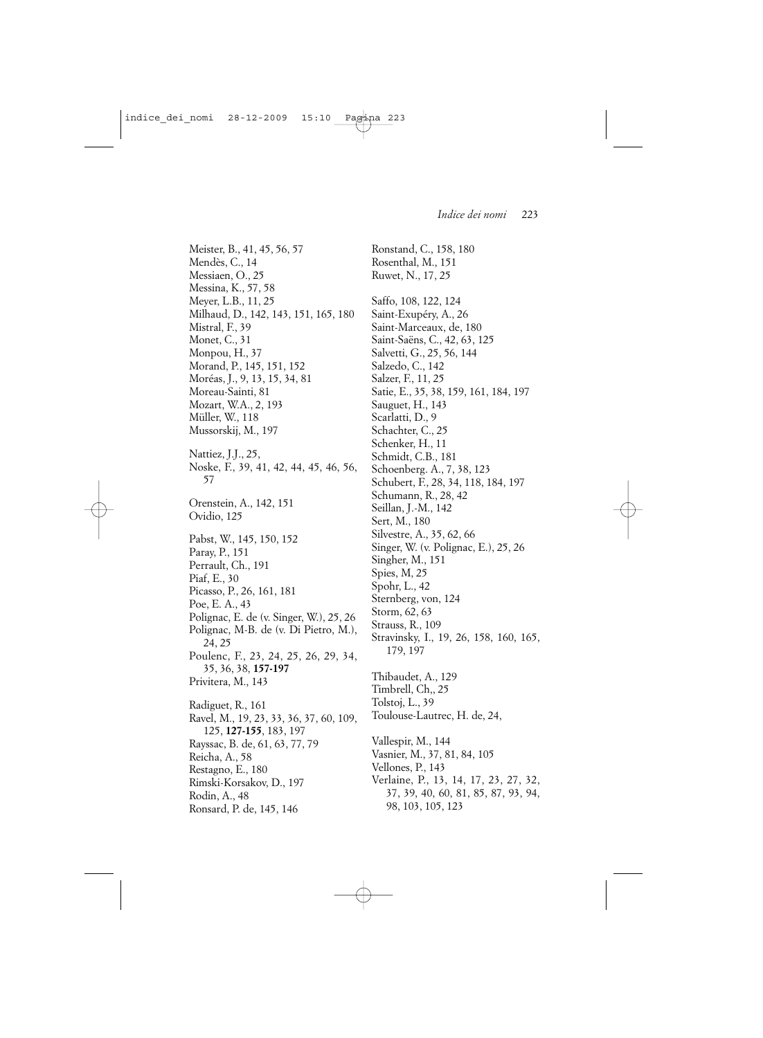Meister, B., 41, 45, 56, 57
Mendès, C., 14
Messiaen, O., 25
Messina, K., 57, 58
Meyer, L.B., 11, 25
Milhaud, D., 142, 143, 151, 165, 180
Mistral, F., 39
Monet, C., 31
Monpou, H., 37
Morand, P., 145, 151, 152
Moréas, J., 9, 13, 15, 34, 81
Moreau-Sainti, 81
Mozart, W.A., 2, 193
Müller, W., 118
Mussorskij, M., 197

Nattiez, J.J., 25,
Noske, F., 39, 41, 42, 44, 45, 46, 56, 57

Orenstein, A., 142, 151
Ovidio, 125

Pabst, W., 145, 150, 152
Paray, P., 151
Perrault, Ch., 191
Piaf, E., 30
Picasso, P., 26, 161, 181
Poe, E. A., 43
Polignac, E. de (v. Singer, W.), 25, 26
Polignac, M-B. de (v. Di Pietro, M.), 24, 25
Poulenc, F., 23, 24, 25, 26, 29, 34, 35, 36, 38, **157-197**
Privitera, M., 143

Radiguet, R., 161
Ravel, M., 19, 23, 33, 36, 37, 60, 109, 125, **127-155**, 183, 197
Rayssac, B. de, 61, 63, 77, 79
Reicha, A., 58
Restagno, E., 180
Rimski-Korsakov, D., 197
Rodin, A., 48
Ronsard, P. de, 145, 146
Ronstand, C., 158, 180
Rosenthal, M., 151
Ruwet, N., 17, 25

Saffo, 108, 122, 124
Saint-Exupéry, A., 26
Saint-Marceaux, de, 180
Saint-Saëns, C., 42, 63, 125
Salvetti, G., 25, 56, 144
Salzedo, C., 142
Salzer, F., 11, 25
Satie, E., 35, 38, 159, 161, 184, 197
Sauguet, H., 143
Scarlatti, D., 9
Schachter, C., 25
Schenker, H., 11
Schmidt, C.B., 181
Schoenberg. A., 7, 38, 123
Schubert, F., 28, 34, 118, 184, 197
Schumann, R., 28, 42
Seillan, J.-M., 142
Sert, M., 180
Silvestre, A., 35, 62, 66
Singer, W. (v. Polignac, E.), 25, 26
Singher, M., 151
Spies, M, 25
Spohr, L., 42
Sternberg, von, 124
Storm, 62, 63
Strauss, R., 109
Stravinsky, I., 19, 26, 158, 160, 165, 179, 197

Thibaudet, A., 129
Timbrell, Ch,, 25
Tolstoj, L., 39
Toulouse-Lautrec, H. de, 24,

Vallespir, M., 144
Vasnier, M., 37, 81, 84, 105
Vellones, P., 143
Verlaine, P., 13, 14, 17, 23, 27, 32, 37, 39, 40, 60, 81, 85, 87, 93, 94, 98, 103, 105, 123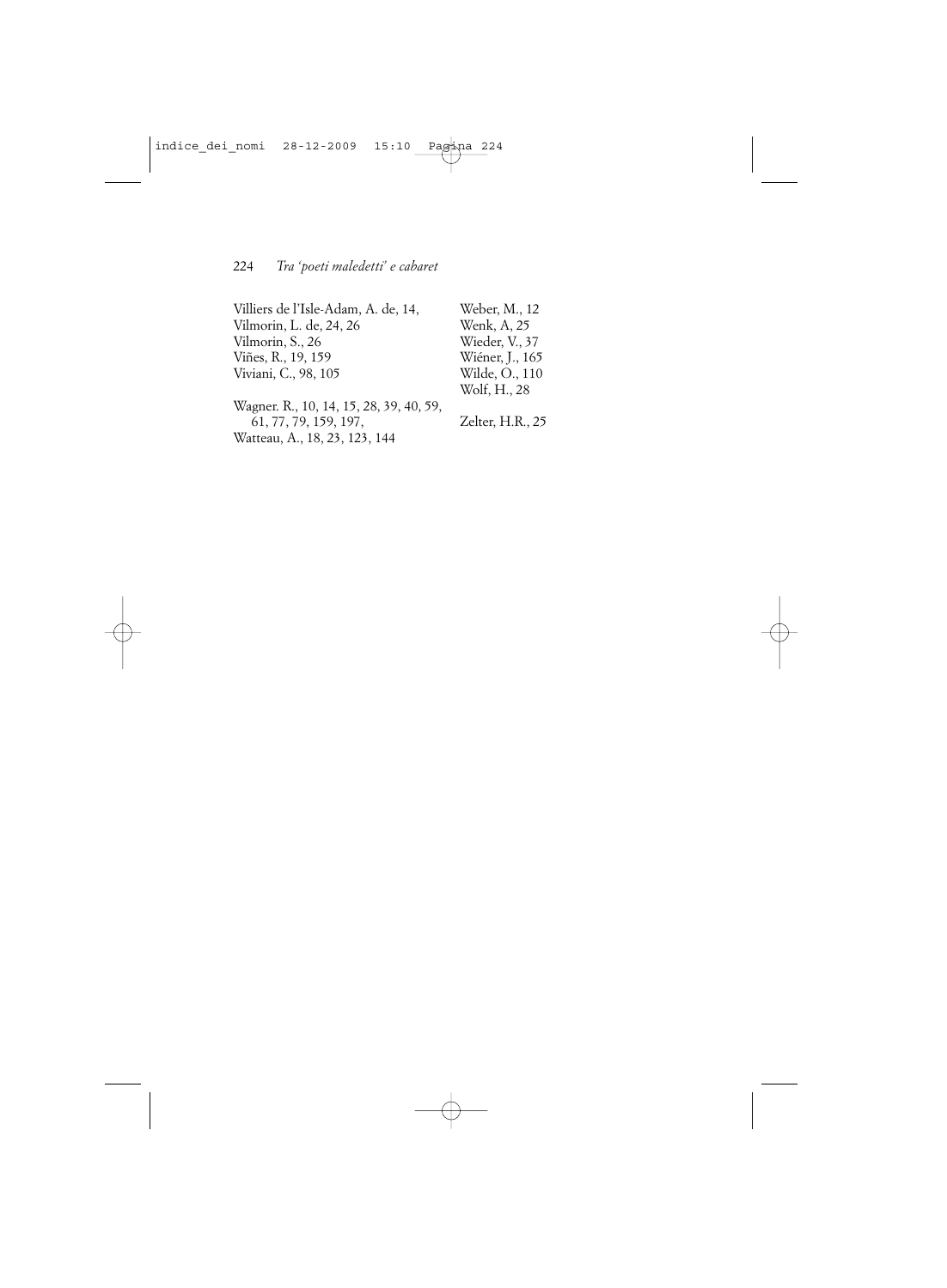Villiers de l'Isle-Adam, A. de, 14,
Vilmorin, L. de, 24, 26
Vilmorin, S., 26
Viñes, R., 19, 159
Viviani, C., 98, 105

Wagner. R., 10, 14, 15, 28, 39, 40, 59, 61, 77, 79, 159, 197,
Watteau, A., 18, 23, 123, 144
Weber, M., 12
Wenk, A, 25
Wieder, V., 37
Wiéner, J., 165
Wilde, O., 110
Wolf, H., 28

Zelter, H.R., 25